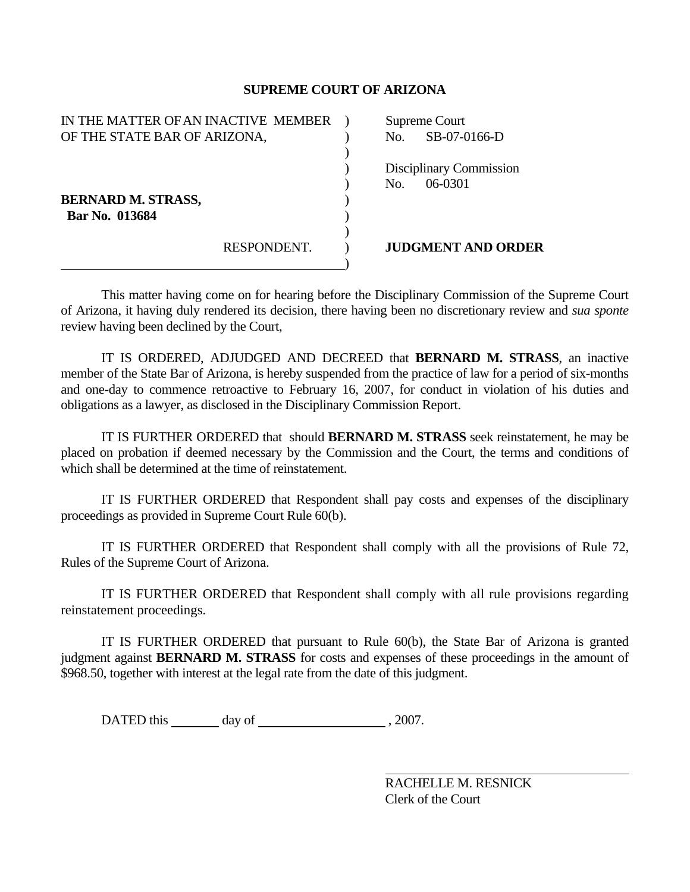# SUPREME COURT OF ARIZONA

| | |
|---|---|
| IN THE MATTER OF AN INACTIVE MEMBER OF THE STATE BAR OF ARIZONA, | Supreme Court No. SB-07-0166-D |
| | Disciplinary Commission No. 06-0301 |
| **BERNARD M. STRASS,** **Bar No. 013684** | |
| RESPONDENT. | **JUDGMENT AND ORDER** |

This matter having come on for hearing before the Disciplinary Commission of the Supreme Court of Arizona, it having duly rendered its decision, there having been no discretionary review and *sua sponte* review having been declined by the Court,

IT IS ORDERED, ADJUDGED AND DECREED that **BERNARD M. STRASS**, an inactive member of the State Bar of Arizona, is hereby suspended from the practice of law for a period of six-months and one-day to commence retroactive to February 16, 2007, for conduct in violation of his duties and obligations as a lawyer, as disclosed in the Disciplinary Commission Report.

IT IS FURTHER ORDERED that should **BERNARD M. STRASS** seek reinstatement, he may be placed on probation if deemed necessary by the Commission and the Court, the terms and conditions of which shall be determined at the time of reinstatement.

IT IS FURTHER ORDERED that Respondent shall pay costs and expenses of the disciplinary proceedings as provided in Supreme Court Rule 60(b).

IT IS FURTHER ORDERED that Respondent shall comply with all the provisions of Rule 72, Rules of the Supreme Court of Arizona.

IT IS FURTHER ORDERED that Respondent shall comply with all rule provisions regarding reinstatement proceedings.

IT IS FURTHER ORDERED that pursuant to Rule 60(b), the State Bar of Arizona is granted judgment against **BERNARD M. STRASS** for costs and expenses of these proceedings in the amount of $968.50, together with interest at the legal rate from the date of this judgment.

DATED this \_\_\_\_\_\_\_ day of \_\_\_\_\_\_\_\_\_\_\_\_\_\_\_\_\_\_\_ , 2007.

\_\_\_\_\_\_\_\_\_\_\_\_\_\_\_\_\_\_\_\_\_\_\_\_\_\_\_\_\_\_\_\_\_\_\_\_

RACHELLE M. RESNICK
Clerk of the Court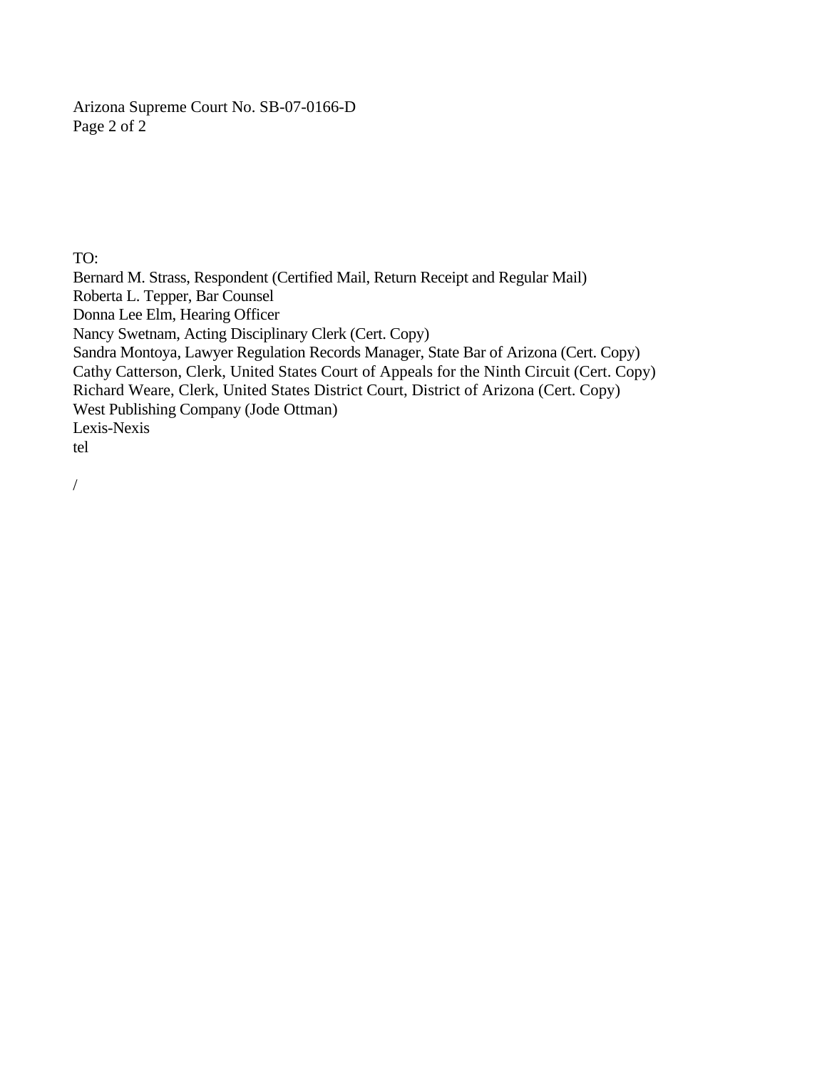TO:
Bernard M. Strass, Respondent (Certified Mail, Return Receipt and Regular Mail)
Roberta L. Tepper, Bar Counsel
Donna Lee Elm, Hearing Officer
Nancy Swetnam, Acting Disciplinary Clerk (Cert. Copy)
Sandra Montoya, Lawyer Regulation Records Manager, State Bar of Arizona (Cert. Copy)
Cathy Catterson, Clerk, United States Court of Appeals for the Ninth Circuit (Cert. Copy)
Richard Weare, Clerk, United States District Court, District of Arizona (Cert. Copy)
West Publishing Company (Jode Ottman)
Lexis-Nexis
tel

/